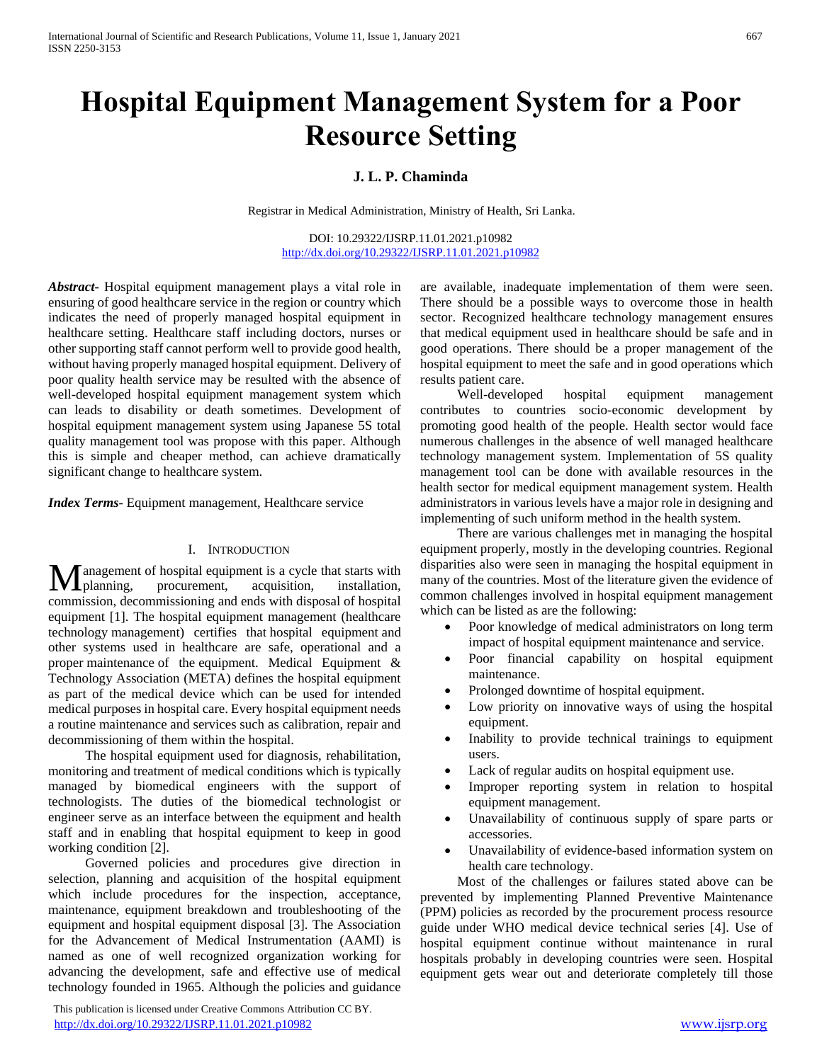# Hospital Equipment Management System for a Poor Resource Setting

**J. L. P. Chaminda**

Registrar in Medical Administration, Ministry of Health, Sri Lanka.

DOI: 10.29322/IJSRP.11.01.2021.p10982
http://dx.doi.org/10.29322/IJSRP.11.01.2021.p10982

***Abstract*****-** Hospital equipment management plays a vital role in ensuring of good healthcare service in the region or country which indicates the need of properly managed hospital equipment in healthcare setting. Healthcare staff including doctors, nurses or other supporting staff cannot perform well to provide good health, without having properly managed hospital equipment. Delivery of poor quality health service may be resulted with the absence of well-developed hospital equipment management system which can leads to disability or death sometimes. Development of hospital equipment management system using Japanese 5S total quality management tool was propose with this paper. Although this is simple and cheaper method, can achieve dramatically significant change to healthcare system.

***Index Terms*****-** Equipment management, Healthcare service

## I. Introduction

Management of hospital equipment is a cycle that starts with planning, procurement, acquisition, installation, commission, decommissioning and ends with disposal of hospital equipment [1]. The hospital equipment management (healthcare technology management) certifies that hospital equipment and other systems used in healthcare are safe, operational and a proper maintenance of the equipment. Medical Equipment & Technology Association (META) defines the hospital equipment as part of the medical device which can be used for intended medical purposes in hospital care. Every hospital equipment needs a routine maintenance and services such as calibration, repair and decommissioning of them within the hospital.

The hospital equipment used for diagnosis, rehabilitation, monitoring and treatment of medical conditions which is typically managed by biomedical engineers with the support of technologists. The duties of the biomedical technologist or engineer serve as an interface between the equipment and health staff and in enabling that hospital equipment to keep in good working condition [2].

Governed policies and procedures give direction in selection, planning and acquisition of the hospital equipment which include procedures for the inspection, acceptance, maintenance, equipment breakdown and troubleshooting of the equipment and hospital equipment disposal [3]. The Association for the Advancement of Medical Instrumentation (AAMI) is named as one of well recognized organization working for advancing the development, safe and effective use of medical technology founded in 1965. Although the policies and guidance are available, inadequate implementation of them were seen. There should be a possible ways to overcome those in health sector. Recognized healthcare technology management ensures that medical equipment used in healthcare should be safe and in good operations. There should be a proper management of the hospital equipment to meet the safe and in good operations which results patient care.

Well-developed hospital equipment management contributes to countries socio-economic development by promoting good health of the people. Health sector would face numerous challenges in the absence of well managed healthcare technology management system. Implementation of 5S quality management tool can be done with available resources in the health sector for medical equipment management system. Health administrators in various levels have a major role in designing and implementing of such uniform method in the health system.

There are various challenges met in managing the hospital equipment properly, mostly in the developing countries. Regional disparities also were seen in managing the hospital equipment in many of the countries. Most of the literature given the evidence of common challenges involved in hospital equipment management which can be listed as are the following:

- Poor knowledge of medical administrators on long term impact of hospital equipment maintenance and service.
- Poor financial capability on hospital equipment maintenance.
- Prolonged downtime of hospital equipment.
- Low priority on innovative ways of using the hospital equipment.
- Inability to provide technical trainings to equipment users.
- Lack of regular audits on hospital equipment use.
- Improper reporting system in relation to hospital equipment management.
- Unavailability of continuous supply of spare parts or accessories.
- Unavailability of evidence-based information system on health care technology.

Most of the challenges or failures stated above can be prevented by implementing Planned Preventive Maintenance (PPM) policies as recorded by the procurement process resource guide under WHO medical device technical series [4]. Use of hospital equipment continue without maintenance in rural hospitals probably in developing countries were seen. Hospital equipment gets wear out and deteriorate completely till those

This publication is licensed under Creative Commons Attribution CC BY.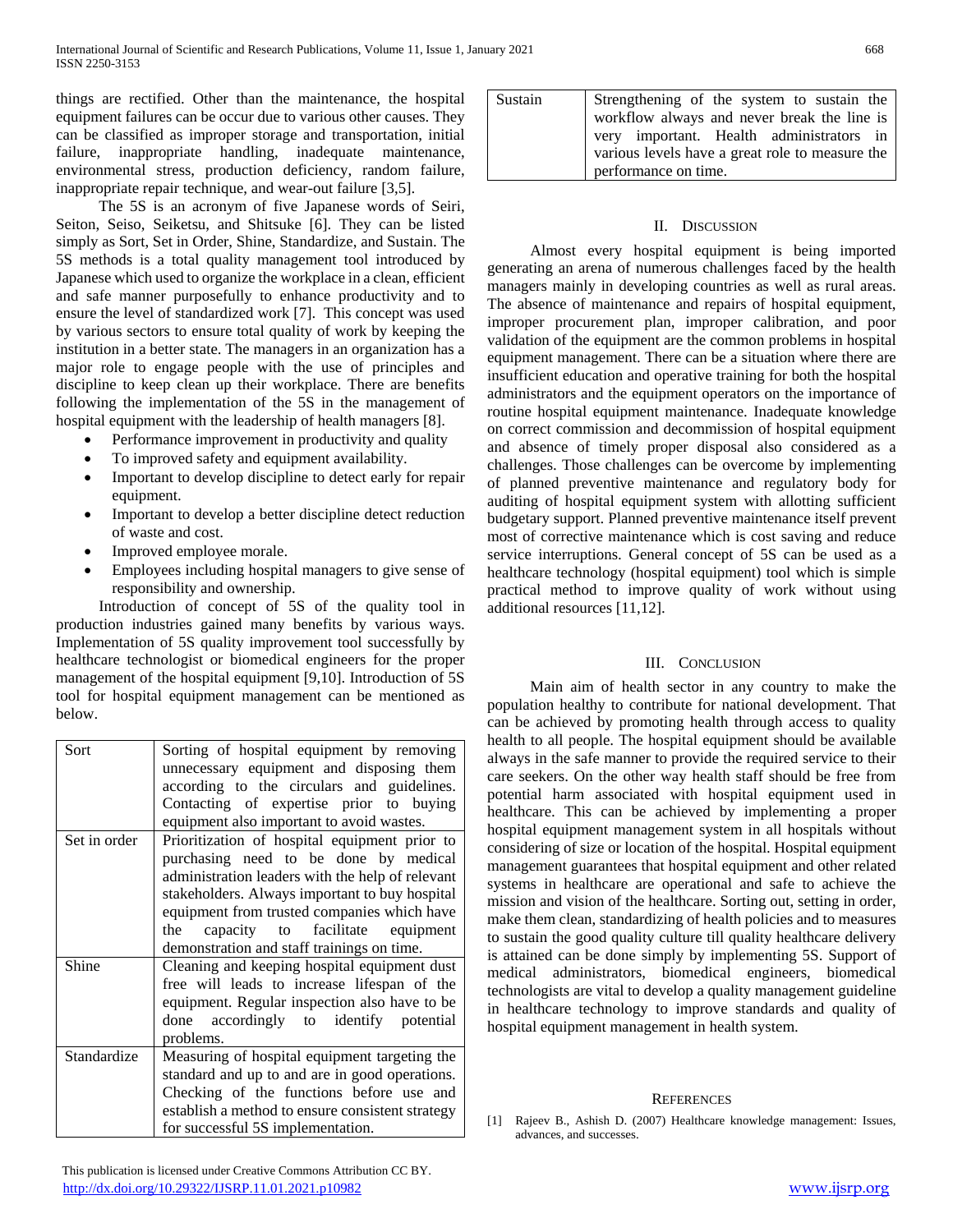things are rectified. Other than the maintenance, the hospital equipment failures can be occur due to various other causes. They can be classified as improper storage and transportation, initial failure, inappropriate handling, inadequate maintenance, environmental stress, production deficiency, random failure, inappropriate repair technique, and wear-out failure [3,5].

The 5S is an acronym of five Japanese words of Seiri, Seiton, Seiso, Seiketsu, and Shitsuke [6]. They can be listed simply as Sort, Set in Order, Shine, Standardize, and Sustain. The 5S methods is a total quality management tool introduced by Japanese which used to organize the workplace in a clean, efficient and safe manner purposefully to enhance productivity and to ensure the level of standardized work [7]. This concept was used by various sectors to ensure total quality of work by keeping the institution in a better state. The managers in an organization has a major role to engage people with the use of principles and discipline to keep clean up their workplace. There are benefits following the implementation of the 5S in the management of hospital equipment with the leadership of health managers [8].

- Performance improvement in productivity and quality
- To improved safety and equipment availability.
- Important to develop discipline to detect early for repair equipment.
- Important to develop a better discipline detect reduction of waste and cost.
- Improved employee morale.
- Employees including hospital managers to give sense of responsibility and ownership.

Introduction of concept of 5S of the quality tool in production industries gained many benefits by various ways. Implementation of 5S quality improvement tool successfully by healthcare technologist or biomedical engineers for the proper management of the hospital equipment [9,10]. Introduction of 5S tool for hospital equipment management can be mentioned as below.

| | |
|---|---|
| Sort | Sorting of hospital equipment by removing unnecessary equipment and disposing them according to the circulars and guidelines. Contacting of expertise prior to buying equipment also important to avoid wastes. |
| Set in order | Prioritization of hospital equipment prior to purchasing need to be done by medical administration leaders with the help of relevant stakeholders. Always important to buy hospital equipment from trusted companies which have the capacity to facilitate equipment demonstration and staff trainings on time. |
| Shine | Cleaning and keeping hospital equipment dust free will leads to increase lifespan of the equipment. Regular inspection also have to be done accordingly to identify potential problems. |
| Standardize | Measuring of hospital equipment targeting the standard and up to and are in good operations. Checking of the functions before use and establish a method to ensure consistent strategy for successful 5S implementation. |
| Sustain | Strengthening of the system to sustain the workflow always and never break the line is very important. Health administrators in various levels have a great role to measure the performance on time. |

## II. Discussion

Almost every hospital equipment is being imported generating an arena of numerous challenges faced by the health managers mainly in developing countries as well as rural areas. The absence of maintenance and repairs of hospital equipment, improper procurement plan, improper calibration, and poor validation of the equipment are the common problems in hospital equipment management. There can be a situation where there are insufficient education and operative training for both the hospital administrators and the equipment operators on the importance of routine hospital equipment maintenance. Inadequate knowledge on correct commission and decommission of hospital equipment and absence of timely proper disposal also considered as a challenges. Those challenges can be overcome by implementing of planned preventive maintenance and regulatory body for auditing of hospital equipment system with allotting sufficient budgetary support. Planned preventive maintenance itself prevent most of corrective maintenance which is cost saving and reduce service interruptions. General concept of 5S can be used as a healthcare technology (hospital equipment) tool which is simple practical method to improve quality of work without using additional resources [11,12].

## III. Conclusion

Main aim of health sector in any country to make the population healthy to contribute for national development. That can be achieved by promoting health through access to quality health to all people. The hospital equipment should be available always in the safe manner to provide the required service to their care seekers. On the other way health staff should be free from potential harm associated with hospital equipment used in healthcare. This can be achieved by implementing a proper hospital equipment management system in all hospitals without considering of size or location of the hospital. Hospital equipment management guarantees that hospital equipment and other related systems in healthcare are operational and safe to achieve the mission and vision of the healthcare. Sorting out, setting in order, make them clean, standardizing of health policies and to measures to sustain the good quality culture till quality healthcare delivery is attained can be done simply by implementing 5S. Support of medical administrators, biomedical engineers, biomedical technologists are vital to develop a quality management guideline in healthcare technology to improve standards and quality of hospital equipment management in health system.

## References

[1] Rajeev B., Ashish D. (2007) Healthcare knowledge management: Issues, advances, and successes.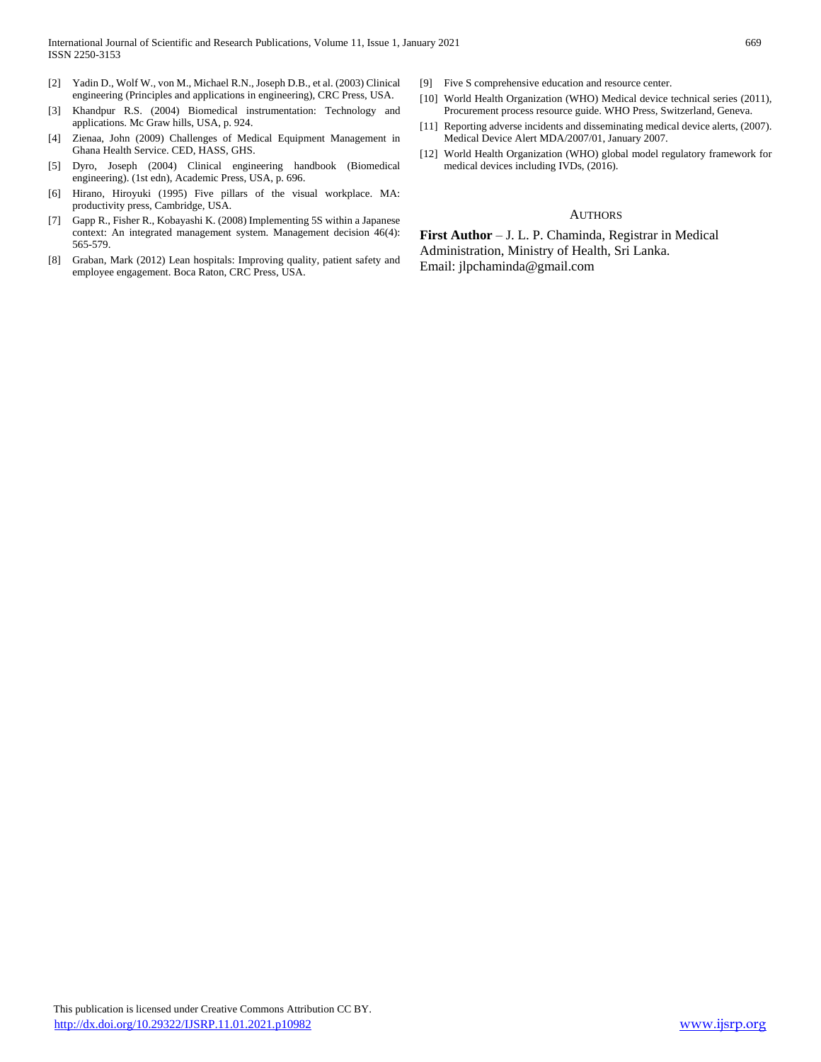[2] Yadin D., Wolf W., von M., Michael R.N., Joseph D.B., et al. (2003) Clinical engineering (Principles and applications in engineering), CRC Press, USA.

[3] Khandpur R.S. (2004) Biomedical instrumentation: Technology and applications. Mc Graw hills, USA, p. 924.

[4] Zienaa, John (2009) Challenges of Medical Equipment Management in Ghana Health Service. CED, HASS, GHS.

[5] Dyro, Joseph (2004) Clinical engineering handbook (Biomedical engineering). (1st edn), Academic Press, USA, p. 696.

[6] Hirano, Hiroyuki (1995) Five pillars of the visual workplace. MA: productivity press, Cambridge, USA.

[7] Gapp R., Fisher R., Kobayashi K. (2008) Implementing 5S within a Japanese context: An integrated management system. Management decision 46(4): 565-579.

[8] Graban, Mark (2012) Lean hospitals: Improving quality, patient safety and employee engagement. Boca Raton, CRC Press, USA.

[9] Five S comprehensive education and resource center.

[10] World Health Organization (WHO) Medical device technical series (2011), Procurement process resource guide. WHO Press, Switzerland, Geneva.

[11] Reporting adverse incidents and disseminating medical device alerts, (2007). Medical Device Alert MDA/2007/01, January 2007.

[12] World Health Organization (WHO) global model regulatory framework for medical devices including IVDs, (2016).

## AUTHORS

**First Author** – J. L. P. Chaminda, Registrar in Medical Administration, Ministry of Health, Sri Lanka.
Email: jlpchaminda@gmail.com

This publication is licensed under Creative Commons Attribution CC BY.
http://dx.doi.org/10.29322/IJSRP.11.01.2021.p10982